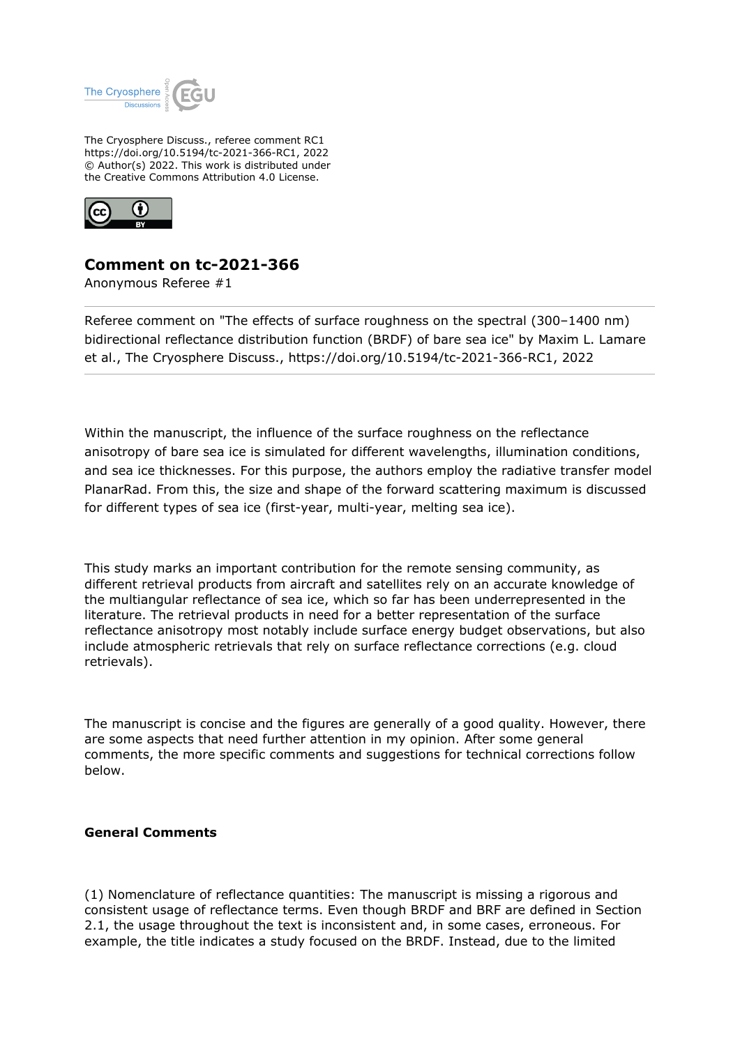The Cryosphere Discuss., referee comment RC1
https://doi.org/10.5194/tc-2021-366-RC1, 2022
© Author(s) 2022. This work is distributed under
the Creative Commons Attribution 4.0 License.

## Comment on tc-2021-366

Anonymous Referee #1

Referee comment on "The effects of surface roughness on the spectral (300–1400 nm) bidirectional reflectance distribution function (BRDF) of bare sea ice" by Maxim L. Lamare et al., The Cryosphere Discuss., https://doi.org/10.5194/tc-2021-366-RC1, 2022

Within the manuscript, the influence of the surface roughness on the reflectance anisotropy of bare sea ice is simulated for different wavelengths, illumination conditions, and sea ice thicknesses. For this purpose, the authors employ the radiative transfer model PlanarRad. From this, the size and shape of the forward scattering maximum is discussed for different types of sea ice (first-year, multi-year, melting sea ice).

This study marks an important contribution for the remote sensing community, as different retrieval products from aircraft and satellites rely on an accurate knowledge of the multiangular reflectance of sea ice, which so far has been underrepresented in the literature. The retrieval products in need for a better representation of the surface reflectance anisotropy most notably include surface energy budget observations, but also include atmospheric retrievals that rely on surface reflectance corrections (e.g. cloud retrievals).

The manuscript is concise and the figures are generally of a good quality. However, there are some aspects that need further attention in my opinion. After some general comments, the more specific comments and suggestions for technical corrections follow below.

**General Comments**

(1) Nomenclature of reflectance quantities: The manuscript is missing a rigorous and consistent usage of reflectance terms. Even though BRDF and BRF are defined in Section 2.1, the usage throughout the text is inconsistent and, in some cases, erroneous. For example, the title indicates a study focused on the BRDF. Instead, due to the limited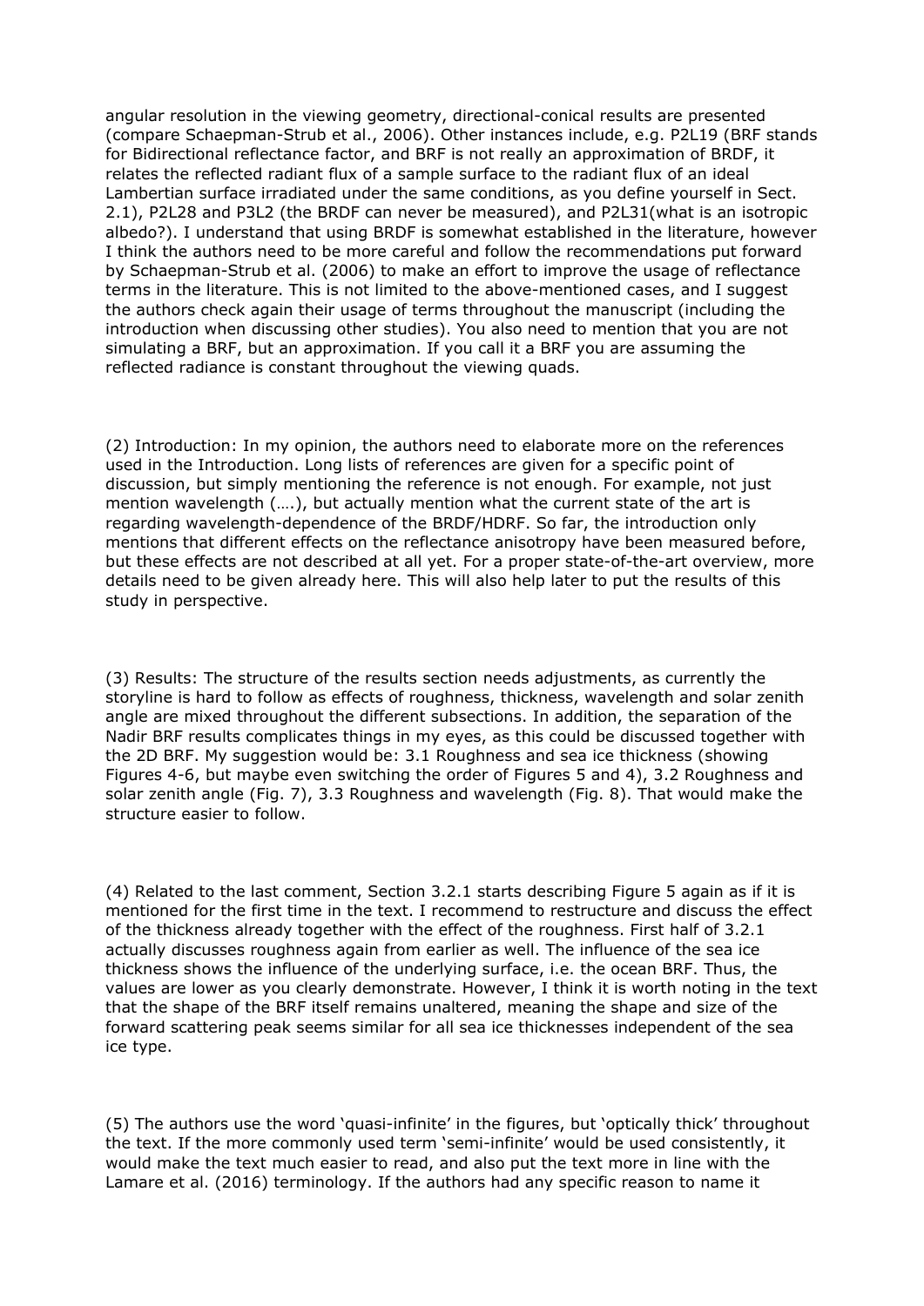angular resolution in the viewing geometry, directional-conical results are presented (compare Schaepman-Strub et al., 2006). Other instances include, e.g. P2L19 (BRF stands for Bidirectional reflectance factor, and BRF is not really an approximation of BRDF, it relates the reflected radiant flux of a sample surface to the radiant flux of an ideal Lambertian surface irradiated under the same conditions, as you define yourself in Sect. 2.1), P2L28 and P3L2 (the BRDF can never be measured), and P2L31(what is an isotropic albedo?). I understand that using BRDF is somewhat established in the literature, however I think the authors need to be more careful and follow the recommendations put forward by Schaepman-Strub et al. (2006) to make an effort to improve the usage of reflectance terms in the literature. This is not limited to the above-mentioned cases, and I suggest the authors check again their usage of terms throughout the manuscript (including the introduction when discussing other studies). You also need to mention that you are not simulating a BRF, but an approximation. If you call it a BRF you are assuming the reflected radiance is constant throughout the viewing quads.

(2) Introduction: In my opinion, the authors need to elaborate more on the references used in the Introduction. Long lists of references are given for a specific point of discussion, but simply mentioning the reference is not enough. For example, not just mention wavelength (….), but actually mention what the current state of the art is regarding wavelength-dependence of the BRDF/HDRF. So far, the introduction only mentions that different effects on the reflectance anisotropy have been measured before, but these effects are not described at all yet. For a proper state-of-the-art overview, more details need to be given already here. This will also help later to put the results of this study in perspective.

(3) Results: The structure of the results section needs adjustments, as currently the storyline is hard to follow as effects of roughness, thickness, wavelength and solar zenith angle are mixed throughout the different subsections. In addition, the separation of the Nadir BRF results complicates things in my eyes, as this could be discussed together with the 2D BRF. My suggestion would be: 3.1 Roughness and sea ice thickness (showing Figures 4-6, but maybe even switching the order of Figures 5 and 4), 3.2 Roughness and solar zenith angle (Fig. 7), 3.3 Roughness and wavelength (Fig. 8). That would make the structure easier to follow.

(4) Related to the last comment, Section 3.2.1 starts describing Figure 5 again as if it is mentioned for the first time in the text. I recommend to restructure and discuss the effect of the thickness already together with the effect of the roughness. First half of 3.2.1 actually discusses roughness again from earlier as well. The influence of the sea ice thickness shows the influence of the underlying surface, i.e. the ocean BRF. Thus, the values are lower as you clearly demonstrate. However, I think it is worth noting in the text that the shape of the BRF itself remains unaltered, meaning the shape and size of the forward scattering peak seems similar for all sea ice thicknesses independent of the sea ice type.

(5) The authors use the word 'quasi-infinite' in the figures, but 'optically thick' throughout the text. If the more commonly used term 'semi-infinite' would be used consistently, it would make the text much easier to read, and also put the text more in line with the Lamare et al. (2016) terminology. If the authors had any specific reason to name it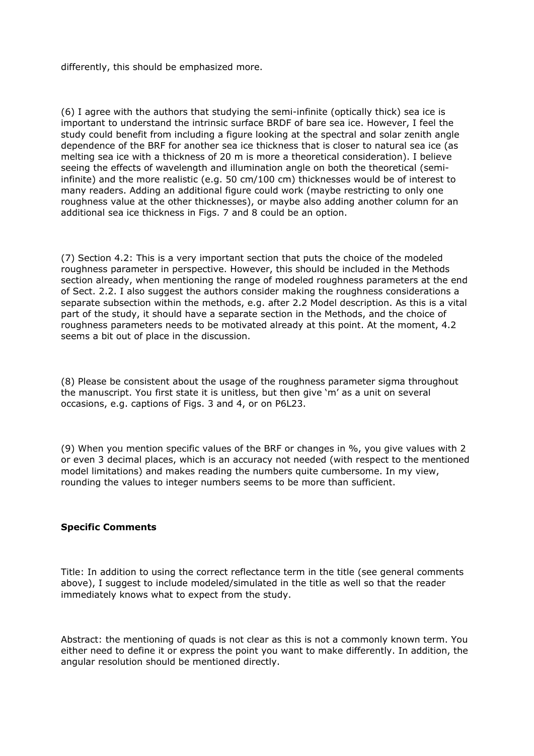differently, this should be emphasized more.

(6) I agree with the authors that studying the semi-infinite (optically thick) sea ice is important to understand the intrinsic surface BRDF of bare sea ice. However, I feel the study could benefit from including a figure looking at the spectral and solar zenith angle dependence of the BRF for another sea ice thickness that is closer to natural sea ice (as melting sea ice with a thickness of 20 m is more a theoretical consideration). I believe seeing the effects of wavelength and illumination angle on both the theoretical (semi-infinite) and the more realistic (e.g. 50 cm/100 cm) thicknesses would be of interest to many readers. Adding an additional figure could work (maybe restricting to only one roughness value at the other thicknesses), or maybe also adding another column for an additional sea ice thickness in Figs. 7 and 8 could be an option.

(7) Section 4.2: This is a very important section that puts the choice of the modeled roughness parameter in perspective. However, this should be included in the Methods section already, when mentioning the range of modeled roughness parameters at the end of Sect. 2.2. I also suggest the authors consider making the roughness considerations a separate subsection within the methods, e.g. after 2.2 Model description. As this is a vital part of the study, it should have a separate section in the Methods, and the choice of roughness parameters needs to be motivated already at this point. At the moment, 4.2 seems a bit out of place in the discussion.

(8) Please be consistent about the usage of the roughness parameter sigma throughout the manuscript. You first state it is unitless, but then give 'm' as a unit on several occasions, e.g. captions of Figs. 3 and 4, or on P6L23.

(9) When you mention specific values of the BRF or changes in %, you give values with 2 or even 3 decimal places, which is an accuracy not needed (with respect to the mentioned model limitations) and makes reading the numbers quite cumbersome. In my view, rounding the values to integer numbers seems to be more than sufficient.

**Specific Comments**

Title: In addition to using the correct reflectance term in the title (see general comments above), I suggest to include modeled/simulated in the title as well so that the reader immediately knows what to expect from the study.

Abstract: the mentioning of quads is not clear as this is not a commonly known term. You either need to define it or express the point you want to make differently. In addition, the angular resolution should be mentioned directly.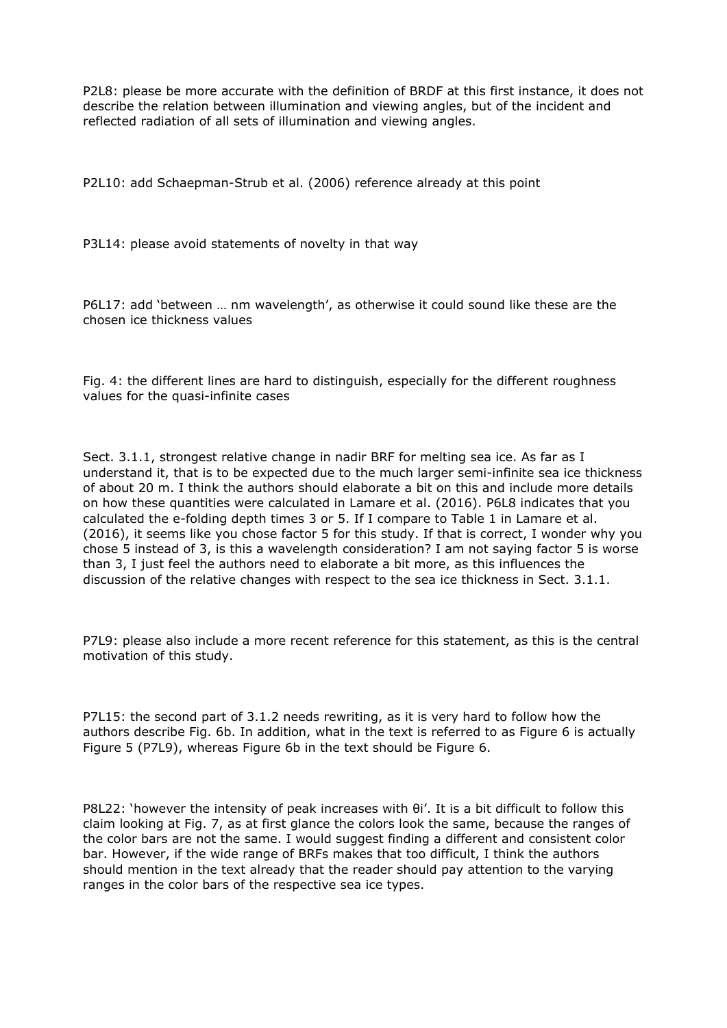P2L8: please be more accurate with the definition of BRDF at this first instance, it does not describe the relation between illumination and viewing angles, but of the incident and reflected radiation of all sets of illumination and viewing angles.

P2L10: add Schaepman-Strub et al. (2006) reference already at this point

P3L14: please avoid statements of novelty in that way

P6L17: add 'between … nm wavelength', as otherwise it could sound like these are the chosen ice thickness values

Fig. 4: the different lines are hard to distinguish, especially for the different roughness values for the quasi-infinite cases

Sect. 3.1.1, strongest relative change in nadir BRF for melting sea ice. As far as I understand it, that is to be expected due to the much larger semi-infinite sea ice thickness of about 20 m. I think the authors should elaborate a bit on this and include more details on how these quantities were calculated in Lamare et al. (2016). P6L8 indicates that you calculated the e-folding depth times 3 or 5. If I compare to Table 1 in Lamare et al. (2016), it seems like you chose factor 5 for this study. If that is correct, I wonder why you chose 5 instead of 3, is this a wavelength consideration? I am not saying factor 5 is worse than 3, I just feel the authors need to elaborate a bit more, as this influences the discussion of the relative changes with respect to the sea ice thickness in Sect. 3.1.1.

P7L9: please also include a more recent reference for this statement, as this is the central motivation of this study.

P7L15: the second part of 3.1.2 needs rewriting, as it is very hard to follow how the authors describe Fig. 6b. In addition, what in the text is referred to as Figure 6 is actually Figure 5 (P7L9), whereas Figure 6b in the text should be Figure 6.

P8L22: 'however the intensity of peak increases with $\theta_i$'. It is a bit difficult to follow this claim looking at Fig. 7, as at first glance the colors look the same, because the ranges of the color bars are not the same. I would suggest finding a different and consistent color bar. However, if the wide range of BRFs makes that too difficult, I think the authors should mention in the text already that the reader should pay attention to the varying ranges in the color bars of the respective sea ice types.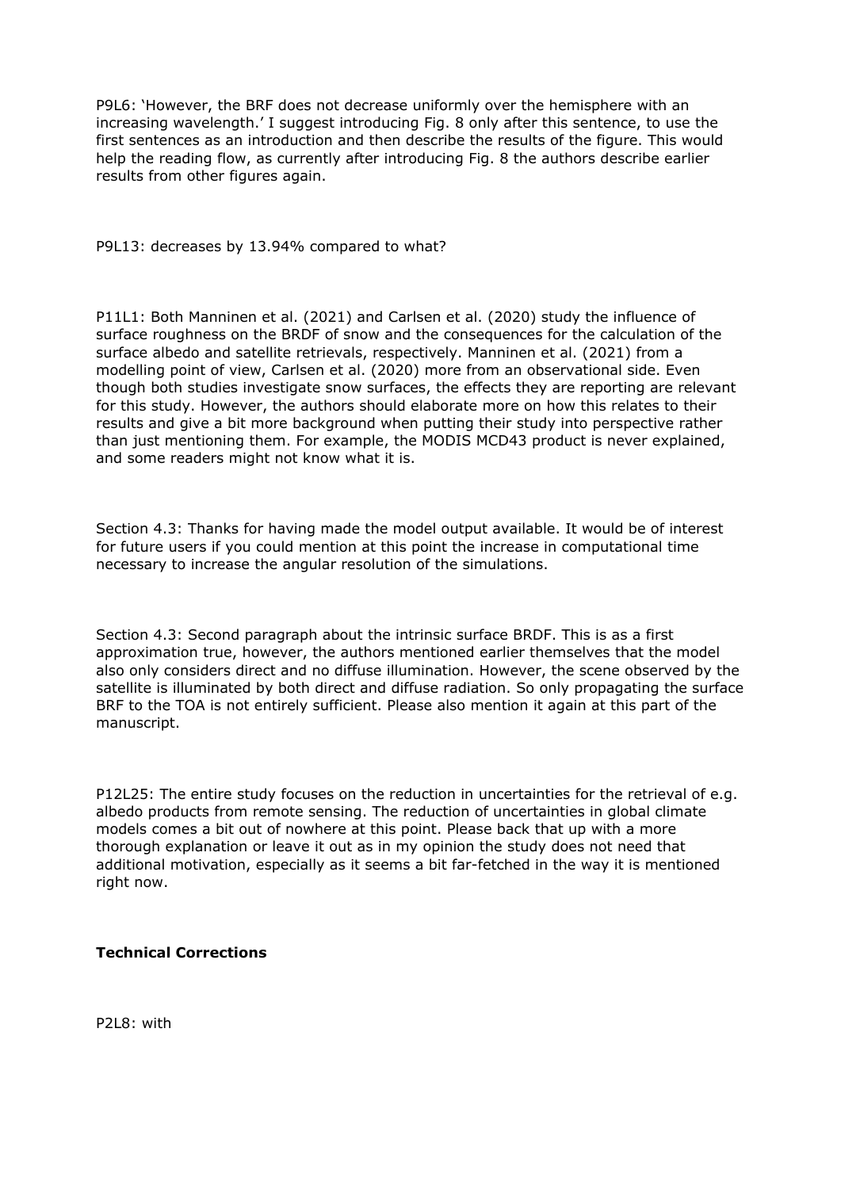P9L6: 'However, the BRF does not decrease uniformly over the hemisphere with an increasing wavelength.' I suggest introducing Fig. 8 only after this sentence, to use the first sentences as an introduction and then describe the results of the figure. This would help the reading flow, as currently after introducing Fig. 8 the authors describe earlier results from other figures again.

P9L13: decreases by 13.94% compared to what?

P11L1: Both Manninen et al. (2021) and Carlsen et al. (2020) study the influence of surface roughness on the BRDF of snow and the consequences for the calculation of the surface albedo and satellite retrievals, respectively. Manninen et al. (2021) from a modelling point of view, Carlsen et al. (2020) more from an observational side. Even though both studies investigate snow surfaces, the effects they are reporting are relevant for this study. However, the authors should elaborate more on how this relates to their results and give a bit more background when putting their study into perspective rather than just mentioning them. For example, the MODIS MCD43 product is never explained, and some readers might not know what it is.

Section 4.3: Thanks for having made the model output available. It would be of interest for future users if you could mention at this point the increase in computational time necessary to increase the angular resolution of the simulations.

Section 4.3: Second paragraph about the intrinsic surface BRDF. This is as a first approximation true, however, the authors mentioned earlier themselves that the model also only considers direct and no diffuse illumination. However, the scene observed by the satellite is illuminated by both direct and diffuse radiation. So only propagating the surface BRF to the TOA is not entirely sufficient. Please also mention it again at this part of the manuscript.

P12L25: The entire study focuses on the reduction in uncertainties for the retrieval of e.g. albedo products from remote sensing. The reduction of uncertainties in global climate models comes a bit out of nowhere at this point. Please back that up with a more thorough explanation or leave it out as in my opinion the study does not need that additional motivation, especially as it seems a bit far-fetched in the way it is mentioned right now.

**Technical Corrections**

P2L8: with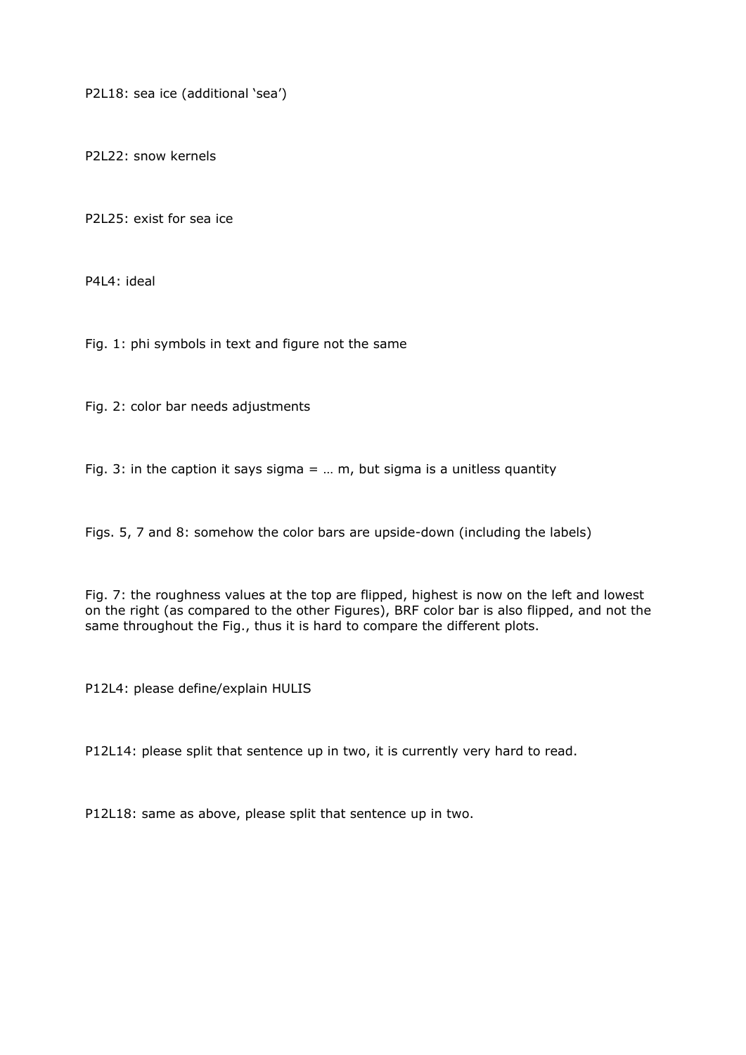P2L18: sea ice (additional 'sea')

P2L22: snow kernels

P2L25: exist for sea ice

P4L4: ideal

Fig. 1: phi symbols in text and figure not the same

Fig. 2: color bar needs adjustments

Fig. 3: in the caption it says sigma = … m, but sigma is a unitless quantity

Figs. 5, 7 and 8: somehow the color bars are upside-down (including the labels)

Fig. 7: the roughness values at the top are flipped, highest is now on the left and lowest on the right (as compared to the other Figures), BRF color bar is also flipped, and not the same throughout the Fig., thus it is hard to compare the different plots.

P12L4: please define/explain HULIS

P12L14: please split that sentence up in two, it is currently very hard to read.

P12L18: same as above, please split that sentence up in two.